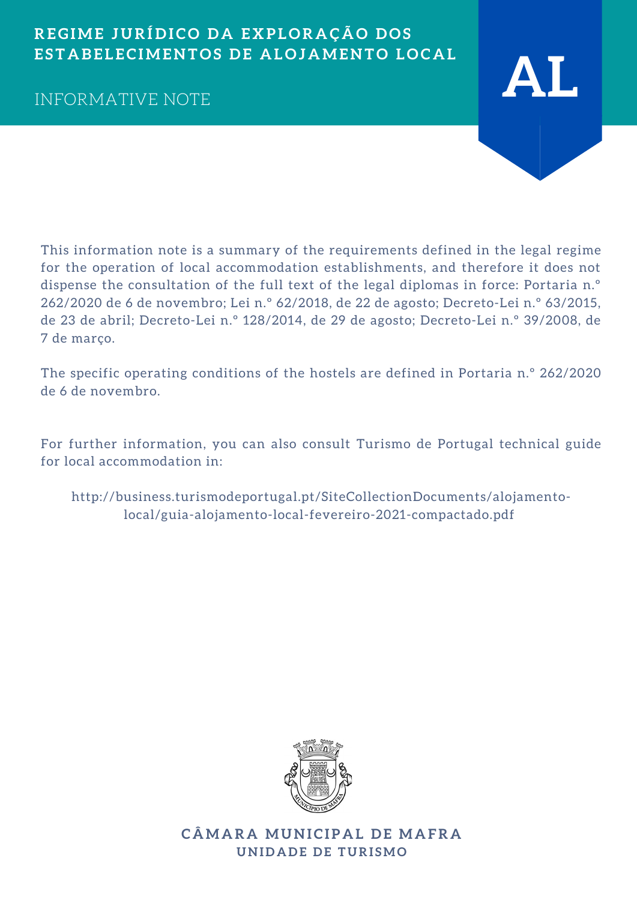# REGIME JURÍDICO DA EXPLORAÇÃO DOS ESTABELECIMENTOS DE ALOJAMENTO LOCAL

## INFORMATIVE NOTE

**AL**

This information note is a summary of the requirements defined in the legal regime for the operation of local accommodation establishments, and therefore it does not dispense the consultation of the full text of the legal diplomas in force: Portaria n.º 262/2020 de 6 de novembro; Lei n.º 62/2018, de 22 de agosto; Decreto-Lei n.º 63/2015, de 23 de abril; Decreto-Lei n.º 128/2014, de 29 de agosto; Decreto-Lei n.º 39/2008, de 7 de março.

The specific operating conditions of the hostels are defined in Portaria n.º 262/2020 de 6 de novembro.

For further information, you can also consult Turismo de Portugal technical guide for local accommodation in:

http://business.turismodeportugal.pt/SiteCollectionDocuments/alojamento-local/guia-alojamento-local-fevereiro-2021-compactado.pdf

**CÂMARA MUNICIPAL DE MAFRA**
**UNIDADE DE TURISMO**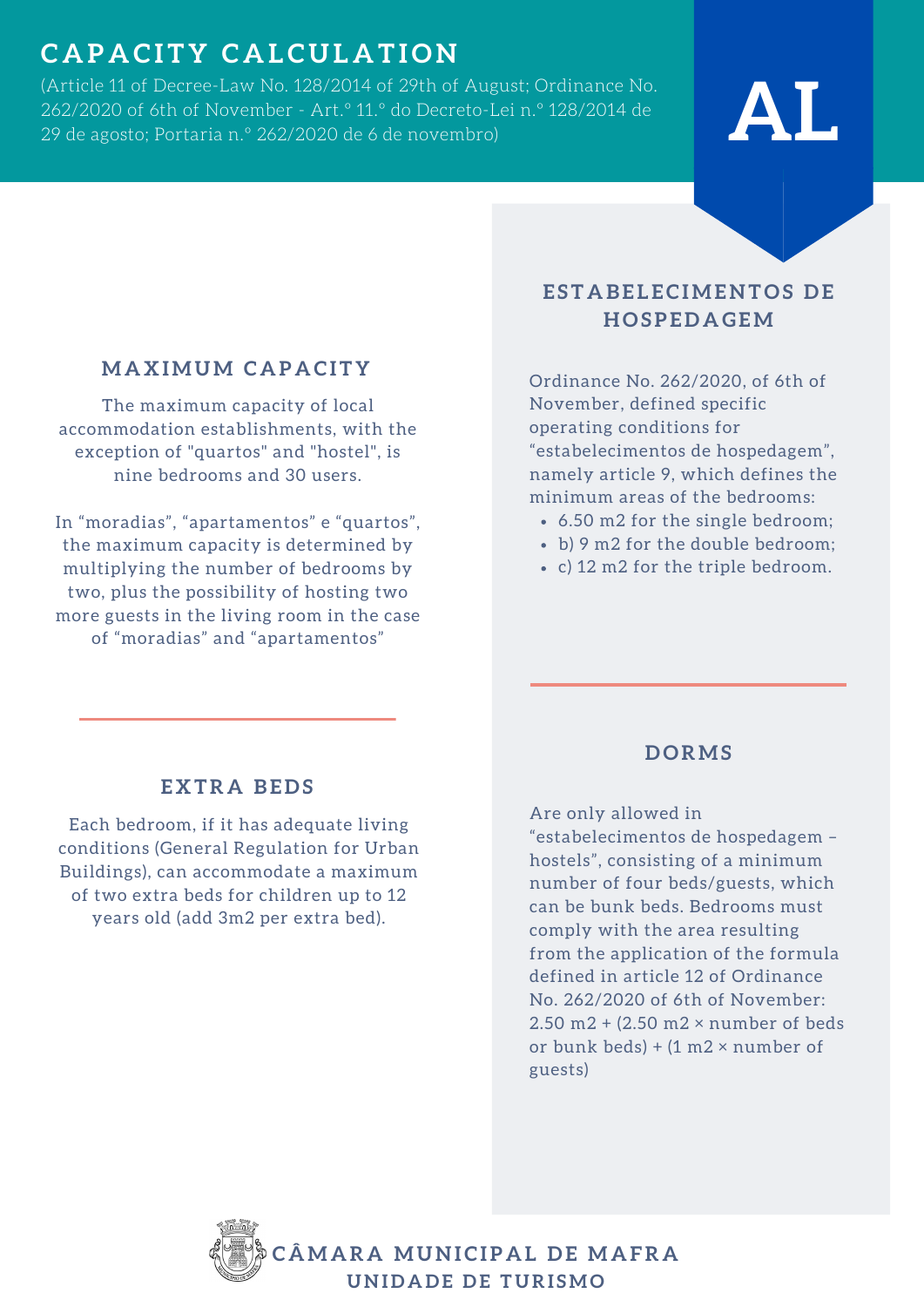# CAPACITY CALCULATION

(Article 11 of Decree-Law No. 128/2014 of 29th of August; Ordinance No. 262/2020 of 6th of November - Art.º 11.º do Decreto-Lei n.º 128/2014 de 29 de agosto; Portaria n.º 262/2020 de 6 de novembro)

AL

## MAXIMUM CAPACITY

The maximum capacity of local accommodation establishments, with the exception of "quartos" and "hostel", is nine bedrooms and 30 users.

In “moradias”, “apartamentos” e “quartos”, the maximum capacity is determined by multiplying the number of bedrooms by two, plus the possibility of hosting two more guests in the living room in the case of “moradias” and “apartamentos”

## EXTRA BEDS

Each bedroom, if it has adequate living conditions (General Regulation for Urban Buildings), can accommodate a maximum of two extra beds for children up to 12 years old (add 3m2 per extra bed).

## ESTABELECIMENTOS DE HOSPEDAGEM

Ordinance No. 262/2020, of 6th of November, defined specific operating conditions for “estabelecimentos de hospedagem”, namely article 9, which defines the minimum areas of the bedrooms:

- 6.50 m2 for the single bedroom;
- b) 9 m2 for the double bedroom;
- c) 12 m2 for the triple bedroom.

## DORMS

Are only allowed in “estabelecimentos de hospedagem – hostels”, consisting of a minimum number of four beds/guests, which can be bunk beds. Bedrooms must comply with the area resulting from the application of the formula defined in article 12 of Ordinance No. 262/2020 of 6th of November: 2.50 m2 + (2.50 m2 × number of beds or bunk beds) + (1 m2 × number of guests)

CÂMARA MUNICIPAL DE MAFRA
UNIDADE DE TURISMO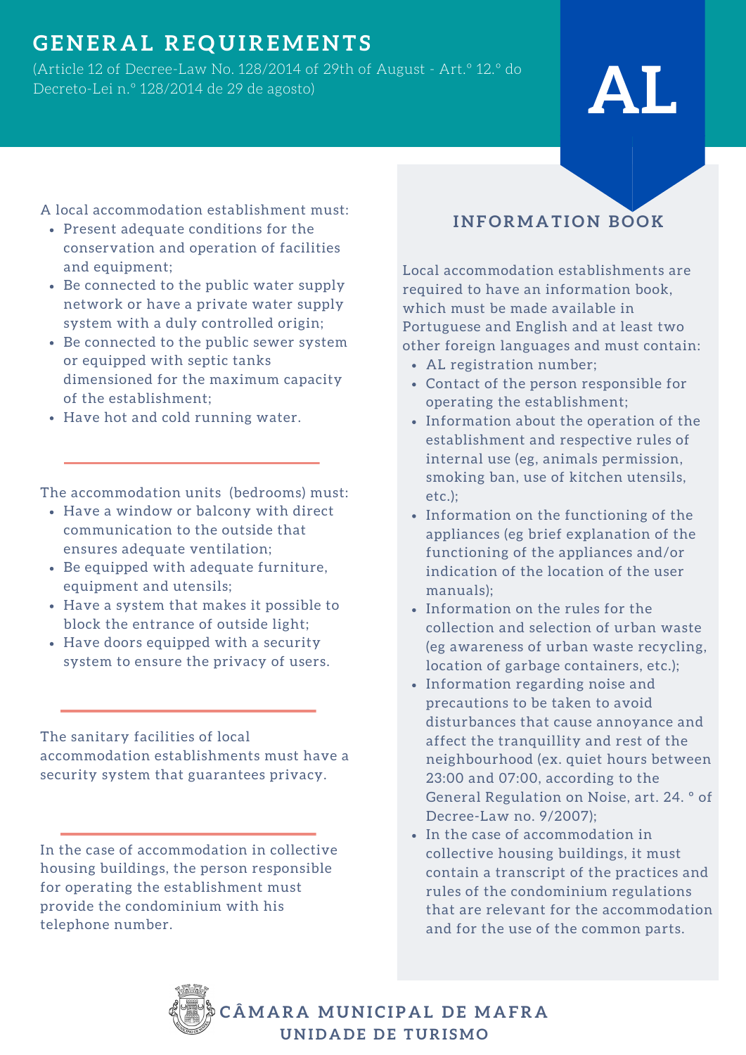# GENERAL REQUIREMENTS

(Article 12 of Decree-Law No. 128/2014 of 29th of August - Art.º 12.º do Decreto-Lei n.º 128/2014 de 29 de agosto)

AL

A local accommodation establishment must:

- Present adequate conditions for the conservation and operation of facilities and equipment;
- Be connected to the public water supply network or have a private water supply system with a duly controlled origin;
- Be connected to the public sewer system or equipped with septic tanks dimensioned for the maximum capacity of the establishment;
- Have hot and cold running water.

The accommodation units (bedrooms) must:

- Have a window or balcony with direct communication to the outside that ensures adequate ventilation;
- Be equipped with adequate furniture, equipment and utensils;
- Have a system that makes it possible to block the entrance of outside light;
- Have doors equipped with a security system to ensure the privacy of users.

The sanitary facilities of local accommodation establishments must have a security system that guarantees privacy.

In the case of accommodation in collective housing buildings, the person responsible for operating the establishment must provide the condominium with his telephone number.

## INFORMATION BOOK

Local accommodation establishments are required to have an information book, which must be made available in Portuguese and English and at least two other foreign languages and must contain:

- AL registration number;
- Contact of the person responsible for operating the establishment;
- Information about the operation of the establishment and respective rules of internal use (eg, animals permission, smoking ban, use of kitchen utensils, etc.);
- Information on the functioning of the appliances (eg brief explanation of the functioning of the appliances and/or indication of the location of the user manuals);
- Information on the rules for the collection and selection of urban waste (eg awareness of urban waste recycling, location of garbage containers, etc.);
- Information regarding noise and precautions to be taken to avoid disturbances that cause annoyance and affect the tranquillity and rest of the neighbourhood (ex. quiet hours between 23:00 and 07:00, according to the General Regulation on Noise, art. 24. º of Decree-Law no. 9/2007);
- In the case of accommodation in collective housing buildings, it must contain a transcript of the practices and rules of the condominium regulations that are relevant for the accommodation and for the use of the common parts.

CÂMARA MUNICIPAL DE MAFRA
UNIDADE DE TURISMO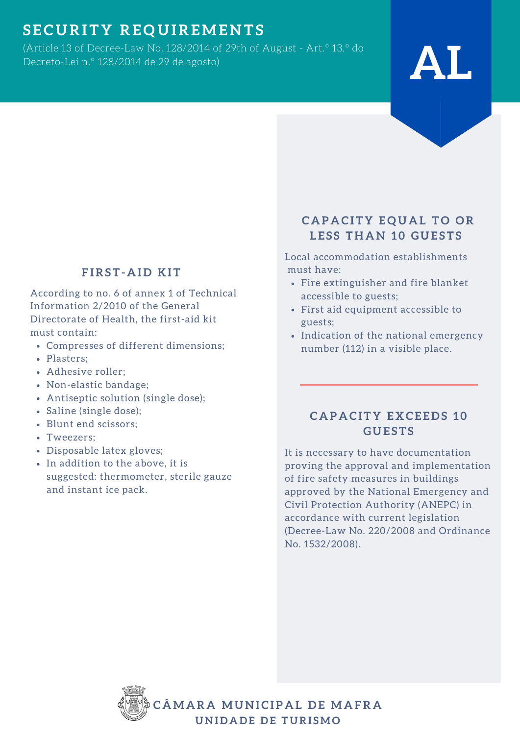# SECURITY REQUIREMENTS

(Article 13 of Decree-Law No. 128/2014 of 29th of August - Art.º 13.º do Decreto-Lei n.º 128/2014 de 29 de agosto)

AL

## FIRST-AID KIT

According to no. 6 of annex 1 of Technical Information 2/2010 of the General Directorate of Health, the first-aid kit must contain:

- Compresses of different dimensions;
- Plasters;
- Adhesive roller;
- Non-elastic bandage;
- Antiseptic solution (single dose);
- Saline (single dose);
- Blunt end scissors;
- Tweezers;
- Disposable latex gloves;
- In addition to the above, it is suggested: thermometer, sterile gauze and instant ice pack.

## CAPACITY EQUAL TO OR LESS THAN 10 GUESTS

Local accommodation establishments must have:

- Fire extinguisher and fire blanket accessible to guests;
- First aid equipment accessible to guests;
- Indication of the national emergency number (112) in a visible place.

## CAPACITY EXCEEDS 10 GUESTS

It is necessary to have documentation proving the approval and implementation of fire safety measures in buildings approved by the National Emergency and Civil Protection Authority (ANEPC) in accordance with current legislation (Decree-Law No. 220/2008 and Ordinance No. 1532/2008).

CÂMARA MUNICIPAL DE MAFRA
UNIDADE DE TURISMO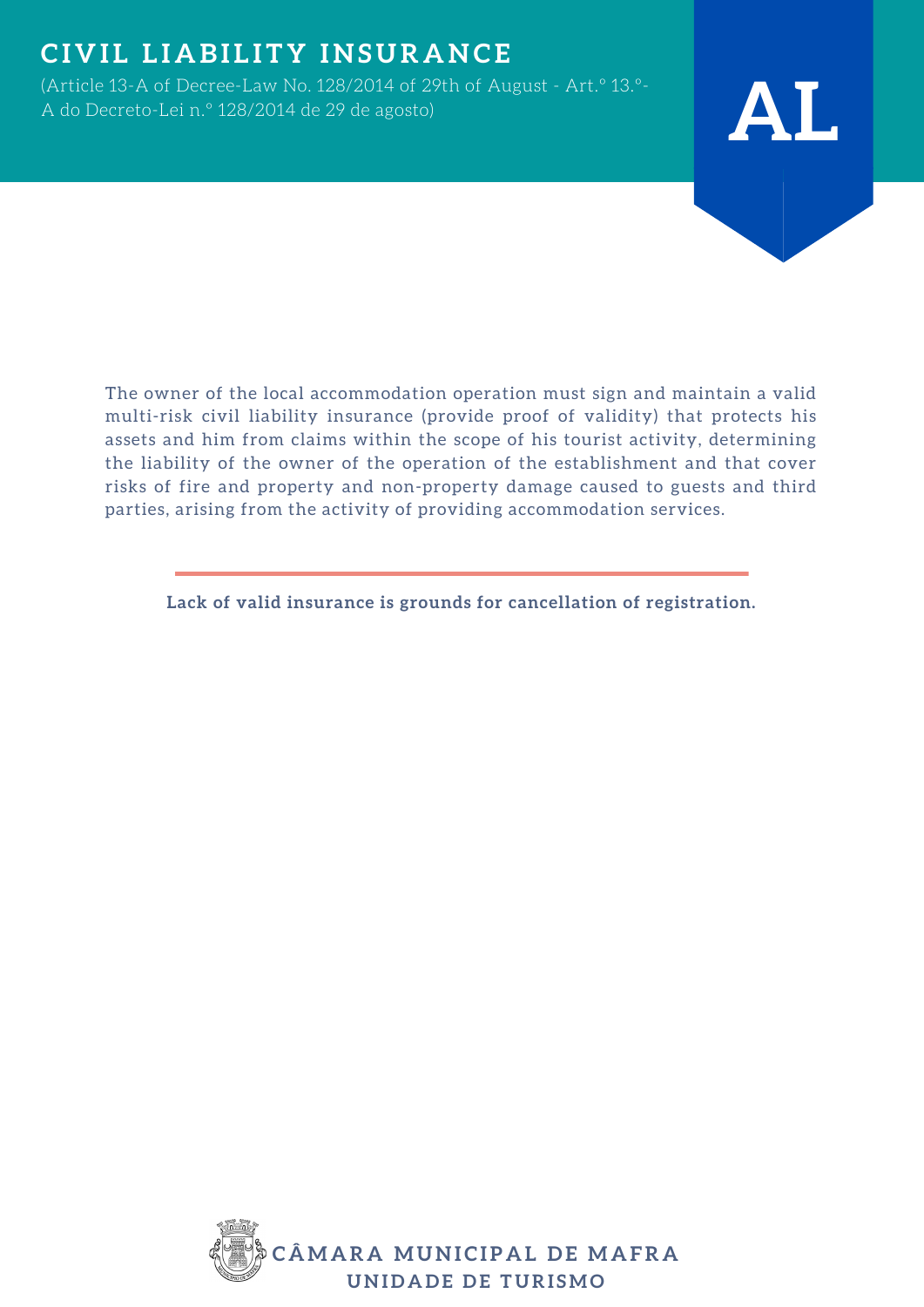# CIVIL LIABILITY INSURANCE

(Article 13-A of Decree-Law No. 128/2014 of 29th of August - Art.º 13.º-A do Decreto-Lei n.º 128/2014 de 29 de agosto)

**AL**

The owner of the local accommodation operation must sign and maintain a valid multi-risk civil liability insurance (provide proof of validity) that protects his assets and him from claims within the scope of his tourist activity, determining the liability of the owner of the operation of the establishment and that cover risks of fire and property and non-property damage caused to guests and third parties, arising from the activity of providing accommodation services.

---

**Lack of valid insurance is grounds for cancellation of registration.**

CÂMARA MUNICIPAL DE MAFRA
UNIDADE DE TURISMO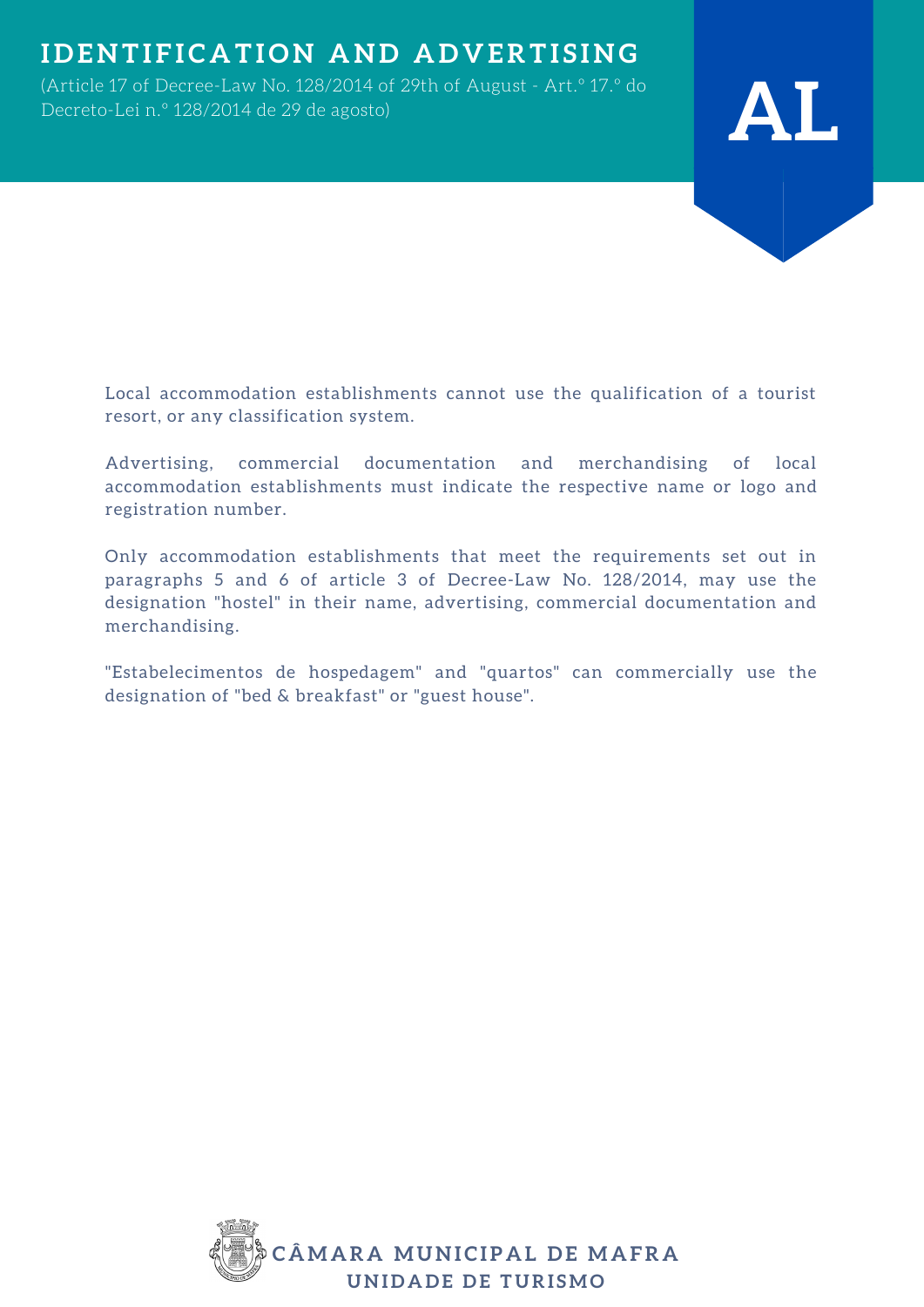# IDENTIFICATION AND ADVERTISING

(Article 17 of Decree-Law No. 128/2014 of 29th of August - Art.º 17.º do Decreto-Lei n.º 128/2014 de 29 de agosto)

**AL**

Local accommodation establishments cannot use the qualification of a tourist resort, or any classification system.

Advertising, commercial documentation and merchandising of local accommodation establishments must indicate the respective name or logo and registration number.

Only accommodation establishments that meet the requirements set out in paragraphs 5 and 6 of article 3 of Decree-Law No. 128/2014, may use the designation "hostel" in their name, advertising, commercial documentation and merchandising.

"Estabelecimentos de hospedagem" and "quartos" can commercially use the designation of "bed & breakfast" or "guest house".

**CÂMARA MUNICIPAL DE MAFRA**
**UNIDADE DE TURISMO**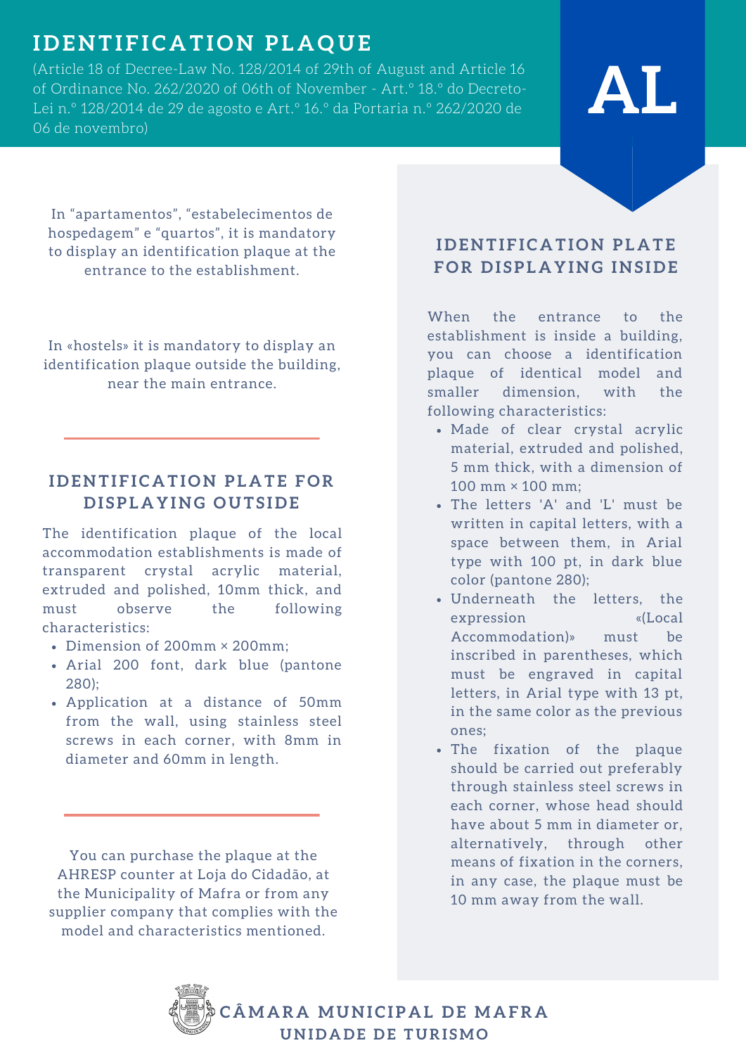# IDENTIFICATION PLAQUE

(Article 18 of Decree-Law No. 128/2014 of 29th of August and Article 16 of Ordinance No. 262/2020 of 06th of November - Art.º 18.º do Decreto-Lei n.º 128/2014 de 29 de agosto e Art.º 16.º da Portaria n.º 262/2020 de 06 de novembro)

AL

In "apartamentos", "estabelecimentos de hospedagem" e "quartos", it is mandatory to display an identification plaque at the entrance to the establishment.

In «hostels» it is mandatory to display an identification plaque outside the building, near the main entrance.

## IDENTIFICATION PLATE FOR DISPLAYING OUTSIDE

The identification plaque of the local accommodation establishments is made of transparent crystal acrylic material, extruded and polished, 10mm thick, and must observe the following characteristics:

- Dimension of 200mm × 200mm;
- Arial 200 font, dark blue (pantone 280);
- Application at a distance of 50mm from the wall, using stainless steel screws in each corner, with 8mm in diameter and 60mm in length.

You can purchase the plaque at the AHRESP counter at Loja do Cidadão, at the Municipality of Mafra or from any supplier company that complies with the model and characteristics mentioned.

## IDENTIFICATION PLATE FOR DISPLAYING INSIDE

When the entrance to the establishment is inside a building, you can choose a identification plaque of identical model and smaller dimension, with the following characteristics:

- Made of clear crystal acrylic material, extruded and polished, 5 mm thick, with a dimension of 100 mm × 100 mm;
- The letters 'A' and 'L' must be written in capital letters, with a space between them, in Arial type with 100 pt, in dark blue color (pantone 280);
- Underneath the letters, the expression «(Local Accommodation)» must be inscribed in parentheses, which must be engraved in capital letters, in Arial type with 13 pt, in the same color as the previous ones;
- The fixation of the plaque should be carried out preferably through stainless steel screws in each corner, whose head should have about 5 mm in diameter or, alternatively, through other means of fixation in the corners, in any case, the plaque must be 10 mm away from the wall.

CÂMARA MUNICIPAL DE MAFRA
UNIDADE DE TURISMO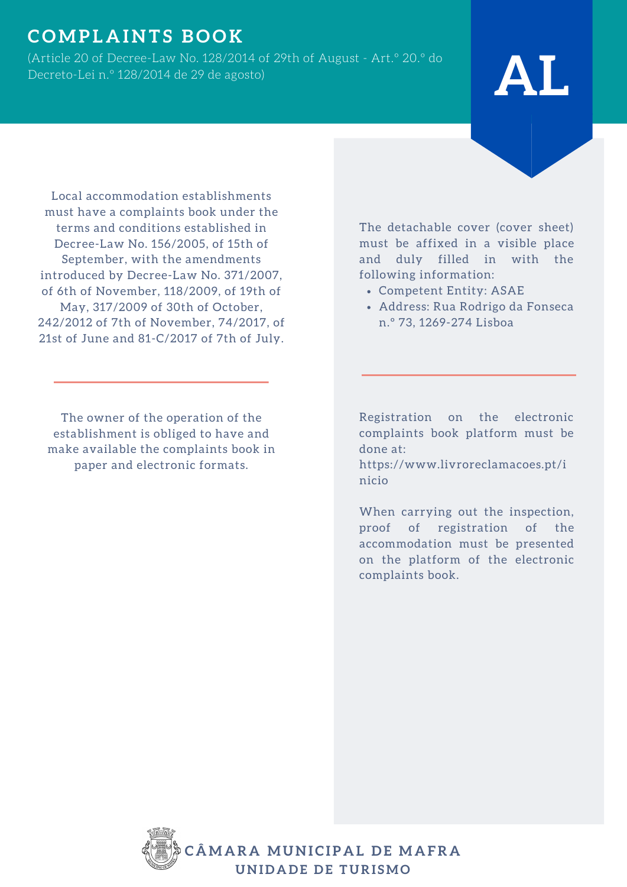# COMPLAINTS BOOK

(Article 20 of Decree-Law No. 128/2014 of 29th of August - Art.º 20.º do Decreto-Lei n.º 128/2014 de 29 de agosto)

**AL**

Local accommodation establishments must have a complaints book under the terms and conditions established in Decree-Law No. 156/2005, of 15th of September, with the amendments introduced by Decree-Law No. 371/2007, of 6th of November, 118/2009, of 19th of May, 317/2009 of 30th of October, 242/2012 of 7th of November, 74/2017, of 21st of June and 81-C/2017 of 7th of July.

The owner of the operation of the establishment is obliged to have and make available the complaints book in paper and electronic formats.

The detachable cover (cover sheet) must be affixed in a visible place and duly filled in with the following information:

- Competent Entity: ASAE
- Address: Rua Rodrigo da Fonseca n.º 73, 1269-274 Lisboa

Registration on the electronic complaints book platform must be done at: https://www.livroreclamacoes.pt/inicio

When carrying out the inspection, proof of registration of the accommodation must be presented on the platform of the electronic complaints book.

**CÂMARA MUNICIPAL DE MAFRA**
**UNIDADE DE TURISMO**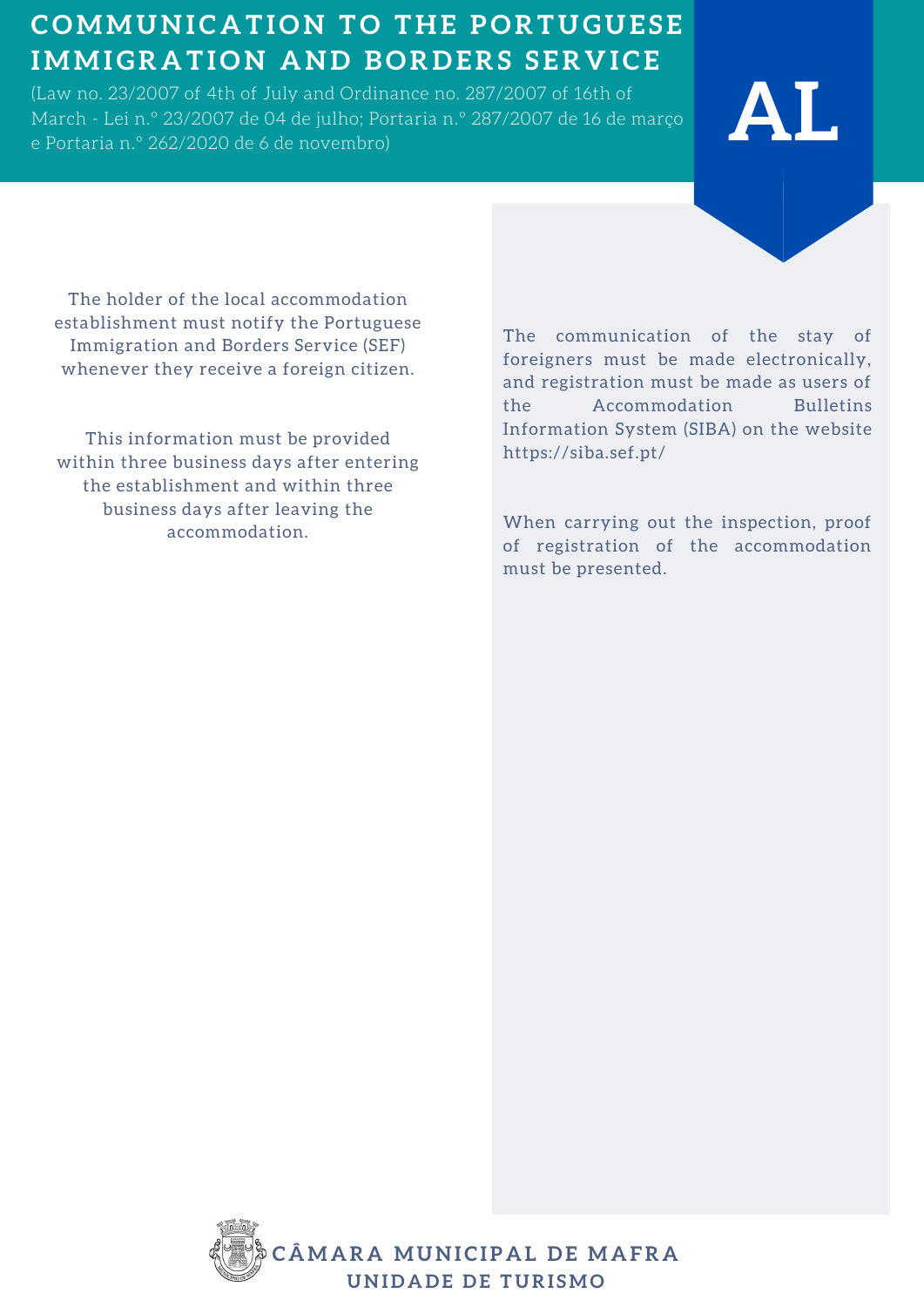# COMMUNICATION TO THE PORTUGUESE IMMIGRATION AND BORDERS SERVICE

(Law no. 23/2007 of 4th of July and Ordinance no. 287/2007 of 16th of March - Lei n.º 23/2007 de 04 de julho; Portaria n.º 287/2007 de 16 de março e Portaria n.º 262/2020 de 6 de novembro)

**AL**

The holder of the local accommodation establishment must notify the Portuguese Immigration and Borders Service (SEF) whenever they receive a foreign citizen.

This information must be provided within three business days after entering the establishment and within three business days after leaving the accommodation.

The communication of the stay of foreigners must be made electronically, and registration must be made as users of the Accommodation Bulletins Information System (SIBA) on the website https://siba.sef.pt/

When carrying out the inspection, proof of registration of the accommodation must be presented.

**CÂMARA MUNICIPAL DE MAFRA**
**UNIDADE DE TURISMO**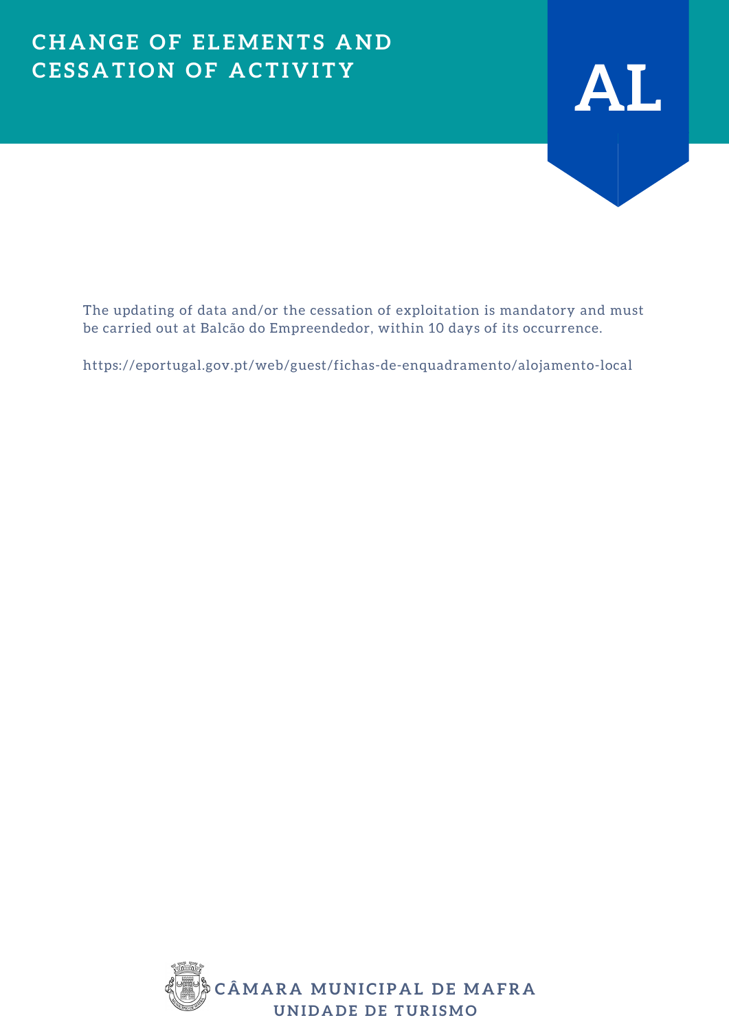# CHANGE OF ELEMENTS AND CESSATION OF ACTIVITY

**AL**

The updating of data and/or the cessation of exploitation is mandatory and must be carried out at Balcão do Empreendedor, within 10 days of its occurrence.

https://eportugal.gov.pt/web/guest/fichas-de-enquadramento/alojamento-local

**CÂMARA MUNICIPAL DE MAFRA**
**UNIDADE DE TURISMO**